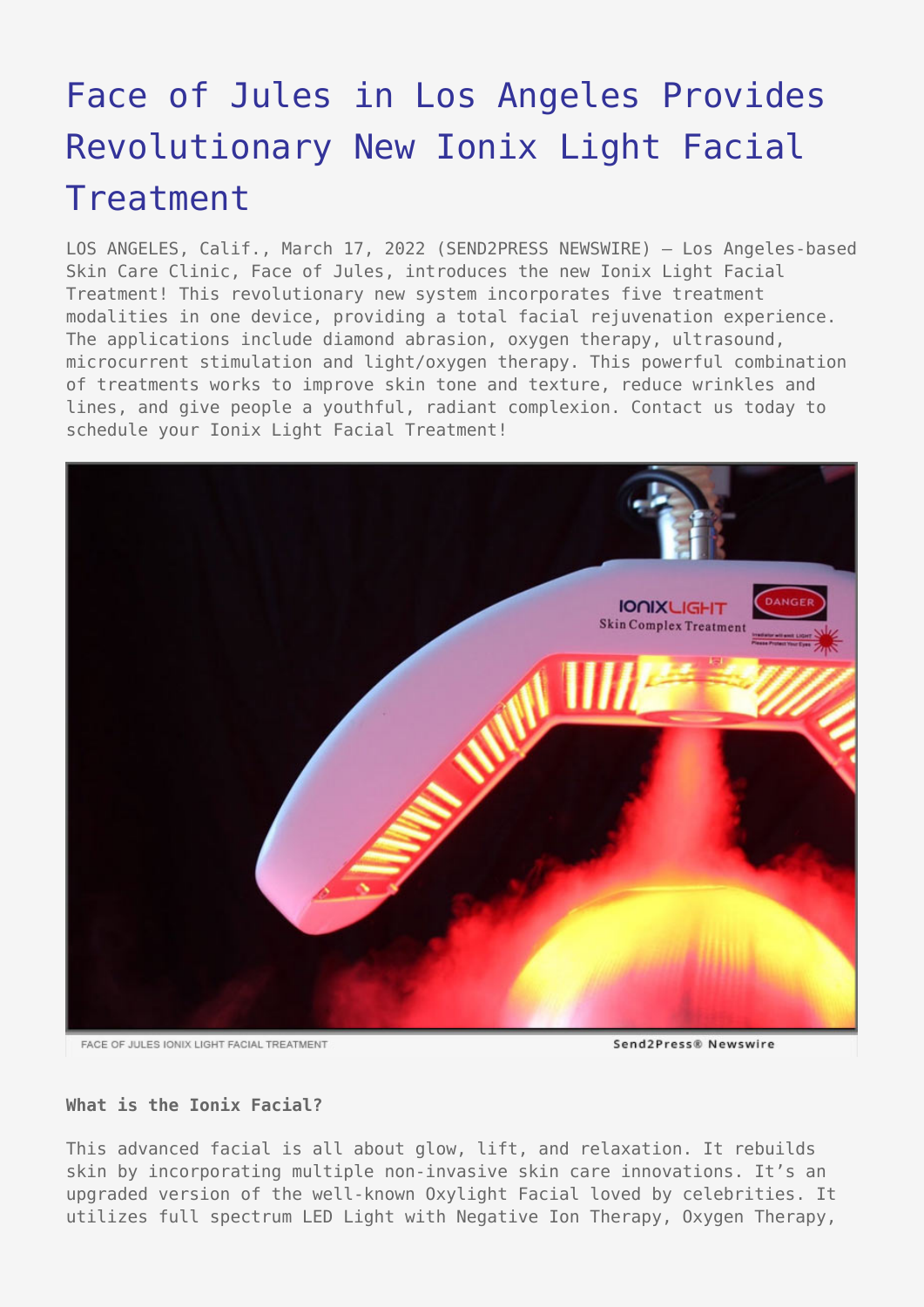# Face of Jules in Los Angeles Provides Revolutionary New Ionix Light Facial Treatment

LOS ANGELES, Calif., March 17, 2022 (SEND2PRESS NEWSWIRE) — Los Angeles-based Skin Care Clinic, Face of Jules, introduces the new Ionix Light Facial Treatment! This revolutionary new system incorporates five treatment modalities in one device, providing a total facial rejuvenation experience. The applications include diamond abrasion, oxygen therapy, ultrasound, microcurrent stimulation and light/oxygen therapy. This powerful combination of treatments works to improve skin tone and texture, reduce wrinkles and lines, and give people a youthful, radiant complexion. Contact us today to schedule your Ionix Light Facial Treatment!

FACE OF JULES IONIX LIGHT FACIAL TREATMENT

**What is the Ionix Facial?**

This advanced facial is all about glow, lift, and relaxation. It rebuilds skin by incorporating multiple non-invasive skin care innovations. It's an upgraded version of the well-known Oxylight Facial loved by celebrities. It utilizes full spectrum LED Light with Negative Ion Therapy, Oxygen Therapy,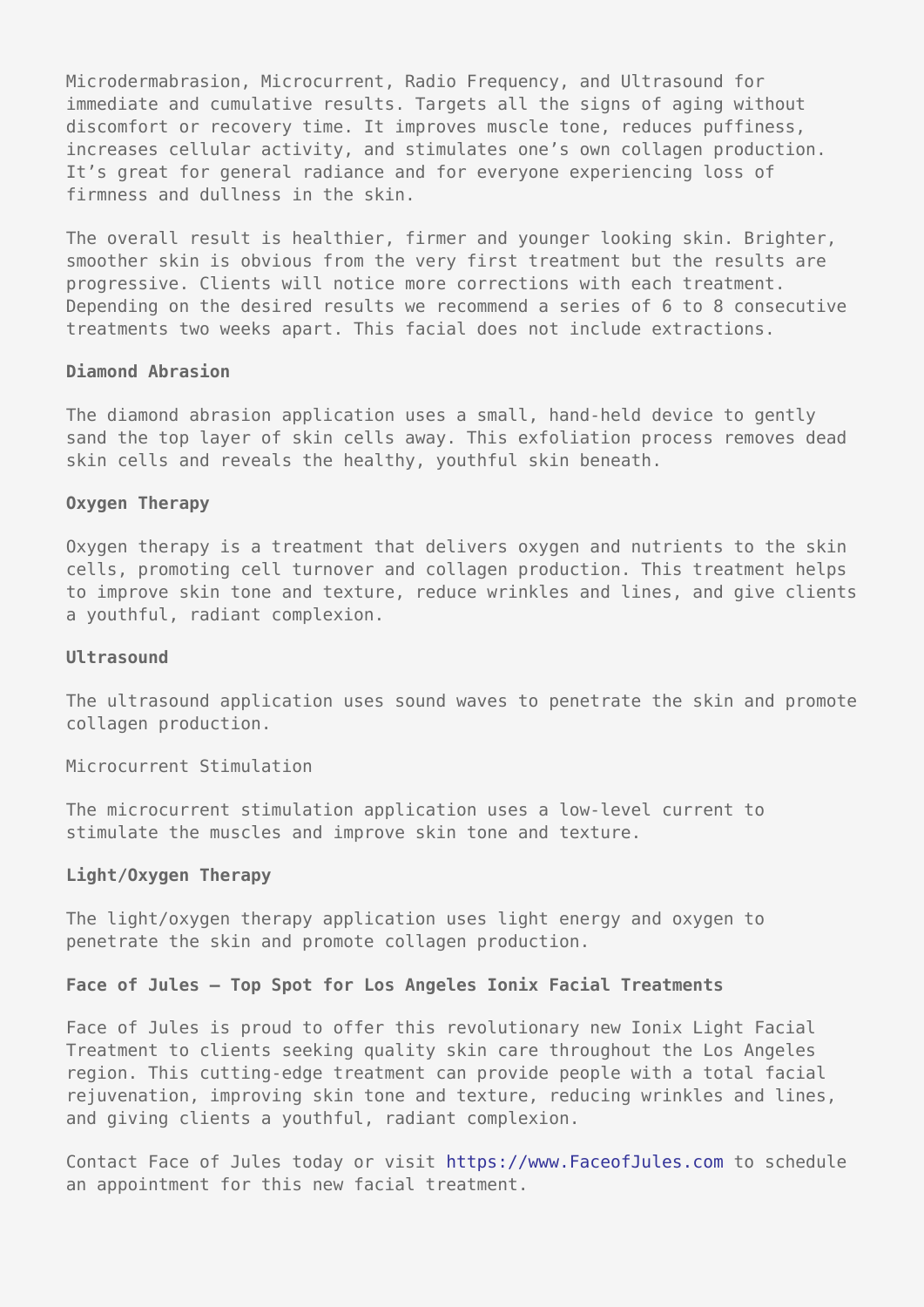Microdermabrasion, Microcurrent, Radio Frequency, and Ultrasound for immediate and cumulative results. Targets all the signs of aging without discomfort or recovery time. It improves muscle tone, reduces puffiness, increases cellular activity, and stimulates one's own collagen production. It's great for general radiance and for everyone experiencing loss of firmness and dullness in the skin.

The overall result is healthier, firmer and younger looking skin. Brighter, smoother skin is obvious from the very first treatment but the results are progressive. Clients will notice more corrections with each treatment. Depending on the desired results we recommend a series of 6 to 8 consecutive treatments two weeks apart. This facial does not include extractions.

**Diamond Abrasion**

The diamond abrasion application uses a small, hand-held device to gently sand the top layer of skin cells away. This exfoliation process removes dead skin cells and reveals the healthy, youthful skin beneath.

**Oxygen Therapy**

Oxygen therapy is a treatment that delivers oxygen and nutrients to the skin cells, promoting cell turnover and collagen production. This treatment helps to improve skin tone and texture, reduce wrinkles and lines, and give clients a youthful, radiant complexion.

**Ultrasound**

The ultrasound application uses sound waves to penetrate the skin and promote collagen production.

Microcurrent Stimulation

The microcurrent stimulation application uses a low-level current to stimulate the muscles and improve skin tone and texture.

**Light/Oxygen Therapy**

The light/oxygen therapy application uses light energy and oxygen to penetrate the skin and promote collagen production.

**Face of Jules – Top Spot for Los Angeles Ionix Facial Treatments**

Face of Jules is proud to offer this revolutionary new Ionix Light Facial Treatment to clients seeking quality skin care throughout the Los Angeles region. This cutting-edge treatment can provide people with a total facial rejuvenation, improving skin tone and texture, reducing wrinkles and lines, and giving clients a youthful, radiant complexion.

Contact Face of Jules today or visit https://www.FaceofJules.com to schedule an appointment for this new facial treatment.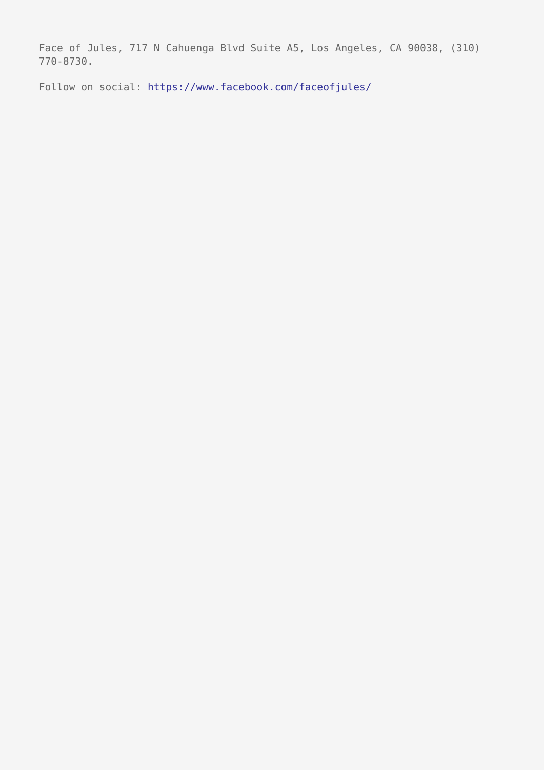Face of Jules, 717 N Cahuenga Blvd Suite A5, Los Angeles, CA 90038, (310) 770-8730.

Follow on social: https://www.facebook.com/faceofjules/